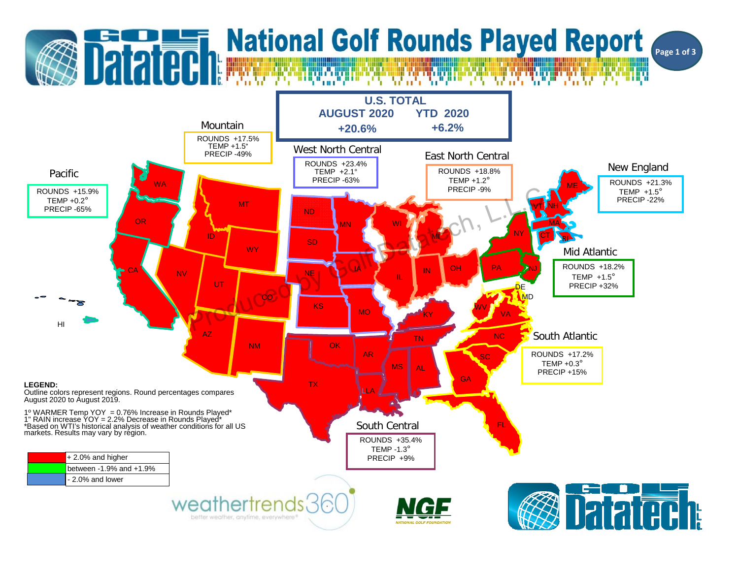# National Golf Rounds Played Report

## U.S. TOTAL

| AUGUST 2020 | YTD 2020 |
| --- | --- |
| +20.6% | +6.2% |

### Mountain
ROUNDS +17.5%
TEMP +1.5°
PRECIP -49%

### West North Central
ROUNDS +23.4%
TEMP +2.1°
PRECIP -63%

### East North Central
ROUNDS +18.8%
TEMP +1.2°
PRECIP -9%

### New England
ROUNDS +21.3%
TEMP +1.5°
PRECIP -22%

### Pacific
ROUNDS +15.9%
TEMP +0.2°
PRECIP -65%

### Mid Atlantic
ROUNDS +18.2%
TEMP +1.5°
PRECIP +32%

### South Atlantic
ROUNDS +17.2%
TEMP +0.3°
PRECIP +15%

### South Central
ROUNDS +35.4%
TEMP -1.3°
PRECIP +9%

**LEGEND:**
Outline colors represent regions. Round percentages compares August 2020 to August 2019.

1º WARMER Temp YOY = 0.76% Increase in Rounds Played*
1" RAIN increase YOY = 2.2% Decrease in Rounds Played*
*Based on WTI's historical analysis of weather conditions for all US markets. Results may vary by region.

| Color | Range |
| --- | --- |
| Red | + 2.0% and higher |
| Green | between -1.9% and +1.9% |
| Blue | - 2.0% and lower |

weathertrends360 — better weather, anytime, everywhere

NGF — National Golf Foundation

Golf Datatech, L.L.C.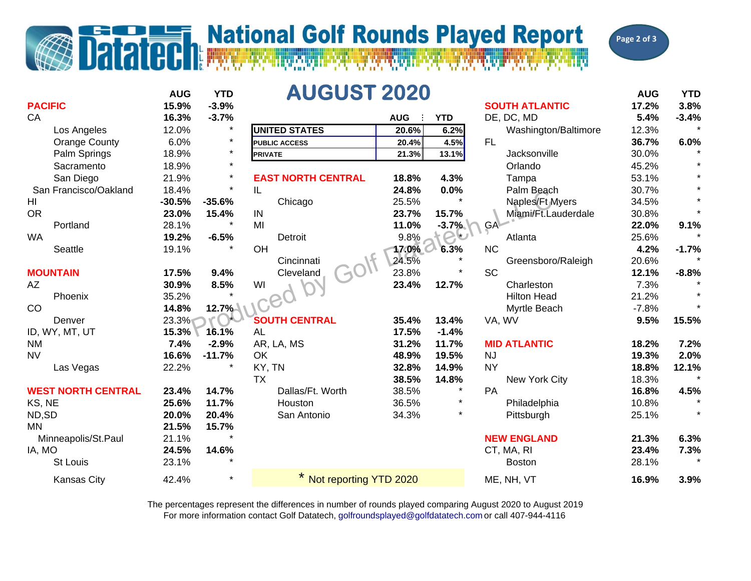# National Golf Rounds Played Report

## AUGUST 2020

| | AUG | YTD |
|---|---|---|
| **UNITED STATES** | 20.6% | 6.2% |
| **PUBLIC ACCESS** | 20.4% | 4.5% |
| **PRIVATE** | 21.3% | 13.1% |

| | AUG | YTD |
|---|---|---|
| **PACIFIC** | **15.9%** | **-3.9%** |
| CA | **16.3%** | **-3.7%** |
| Los Angeles | 12.0% | * |
| Orange County | 6.0% | * |
| Palm Springs | 18.9% | * |
| Sacramento | 18.9% | * |
| San Diego | 21.9% | * |
| San Francisco/Oakland | 18.4% | * |
| HI | **-30.5%** | **-35.6%** |
| OR | **23.0%** | **15.4%** |
| Portland | 28.1% | * |
| WA | **19.2%** | **-6.5%** |
| Seattle | 19.1% | * |
| **MOUNTAIN** | **17.5%** | **9.4%** |
| AZ | **30.9%** | **8.5%** |
| Phoenix | 35.2% | * |
| CO | **14.8%** | **12.7%** |
| Denver | 23.3% | * |
| ID, WY, MT, UT | **15.3%** | **16.1%** |
| NM | **7.4%** | **-2.9%** |
| NV | **16.6%** | **-11.7%** |
| Las Vegas | 22.2% | * |
| **WEST NORTH CENTRAL** | **23.4%** | **14.7%** |
| KS, NE | **25.6%** | **11.7%** |
| ND,SD | **20.0%** | **20.4%** |
| MN | **21.5%** | **15.7%** |
| Minneapolis/St.Paul | 21.1% | * |
| IA, MO | **24.5%** | **14.6%** |
| St Louis | 23.1% | * |
| Kansas City | 42.4% | * |

| | AUG | YTD |
|---|---|---|
| **EAST NORTH CENTRAL** | **18.8%** | **4.3%** |
| IL | **24.8%** | **0.0%** |
| Chicago | 25.5% | * |
| IN | **23.7%** | **15.7%** |
| MI | **11.0%** | **-3.7%** |
| Detroit | 9.8% | * |
| OH | **17.0%** | **6.3%** |
| Cincinnati | 24.5% | * |
| Cleveland | 23.8% | * |
| WI | **23.4%** | **12.7%** |
| **SOUTH CENTRAL** | **35.4%** | **13.4%** |
| AL | **17.5%** | **-1.4%** |
| AR, LA, MS | **31.2%** | **11.7%** |
| OK | **48.9%** | **19.5%** |
| KY, TN | **32.8%** | **14.9%** |
| TX | **38.5%** | **14.8%** |
| Dallas/Ft. Worth | 38.5% | * |
| Houston | 36.5% | * |
| San Antonio | 34.3% | * |

\* Not reporting YTD 2020

| | AUG | YTD |
|---|---|---|
| **SOUTH ATLANTIC** | **17.2%** | **3.8%** |
| DE, DC, MD | **5.4%** | **-3.4%** |
| Washington/Baltimore | 12.3% | * |
| FL | **36.7%** | **6.0%** |
| Jacksonville | 30.0% | * |
| Orlando | 45.2% | * |
| Tampa | 53.1% | * |
| Palm Beach | 30.7% | * |
| Naples/Ft Myers | 34.5% | * |
| Miami/Ft.Lauderdale | 30.8% | * |
| GA | **22.0%** | **9.1%** |
| Atlanta | 25.6% | * |
| NC | **4.2%** | **-1.7%** |
| Greensboro/Raleigh | 20.6% | * |
| SC | **12.1%** | **-8.8%** |
| Charleston | 7.3% | * |
| Hilton Head | 21.2% | * |
| Myrtle Beach | -7.8% | * |
| VA, WV | **9.5%** | **15.5%** |
| **MID ATLANTIC** | **18.2%** | **7.2%** |
| NJ | **19.3%** | **2.0%** |
| NY | **18.8%** | **12.1%** |
| New York City | 18.3% | * |
| PA | **16.8%** | **4.5%** |
| Philadelphia | 10.8% | * |
| Pittsburgh | 25.1% | * |
| **NEW ENGLAND** | **21.3%** | **6.3%** |
| CT, MA, RI | **23.4%** | **7.3%** |
| Boston | 28.1% | * |
| ME, NH, VT | **16.9%** | **3.9%** |

The percentages represent the differences in number of rounds played comparing August 2020 to August 2019
For more information contact Golf Datatech, golfroundsplayed@golfdatatech.com or call 407-944-4116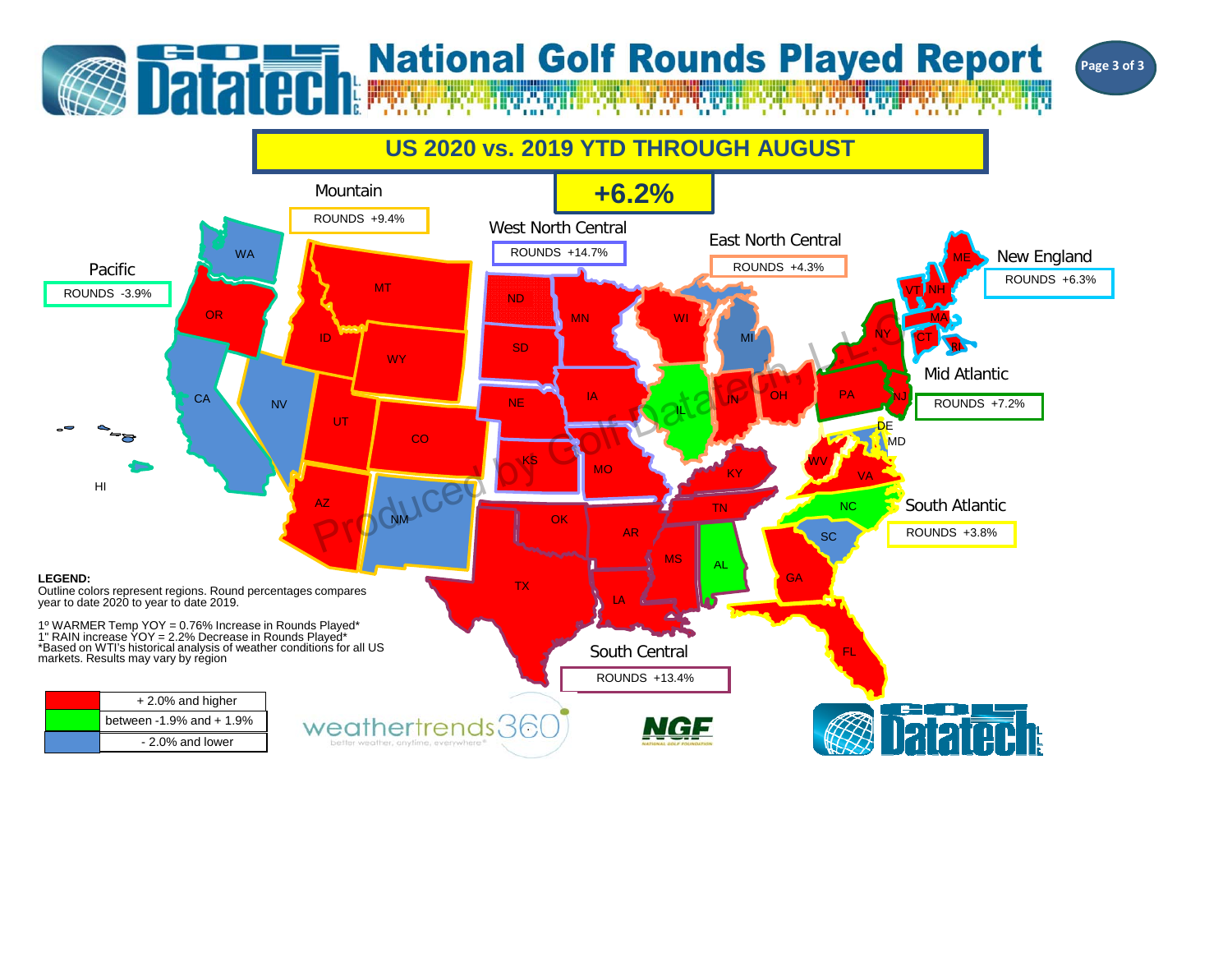# National Golf Rounds Played Report

## US 2020 vs. 2019 YTD THROUGH AUGUST

**+6.2%**

Pacific
ROUNDS -3.9%

Mountain
ROUNDS +9.4%

West North Central
ROUNDS +14.7%

East North Central
ROUNDS +4.3%

New England
ROUNDS +6.3%

Mid Atlantic
ROUNDS +7.2%

South Atlantic
ROUNDS +3.8%

South Central
ROUNDS +13.4%

WA OR CA NV HI MT ID WY UT CO AZ NM ND SD NE KS MN IA MO WI MI IL IN OH KY TN AL MS AR LA OK TX ME NH VT MA CT RI NY PA NJ DE MD WV VA NC SC GA FL

**LEGEND:**
Outline colors represent regions. Round percentages compares year to date 2020 to year to date 2019.

1º WARMER Temp YOY = 0.76% Increase in Rounds Played*
1" RAIN increase YOY = 2.2% Decrease in Rounds Played*
*Based on WTI's historical analysis of weather conditions for all US markets. Results may vary by region

+ 2.0% and higher
between -1.9% and + 1.9%
- 2.0% and lower

weathertrends360 better weather, anytime, everywhere®

NGF NATIONAL GOLF FOUNDATION

Golf Datatech L.L.C.

Produced by Golf Datatech, L.L.C.